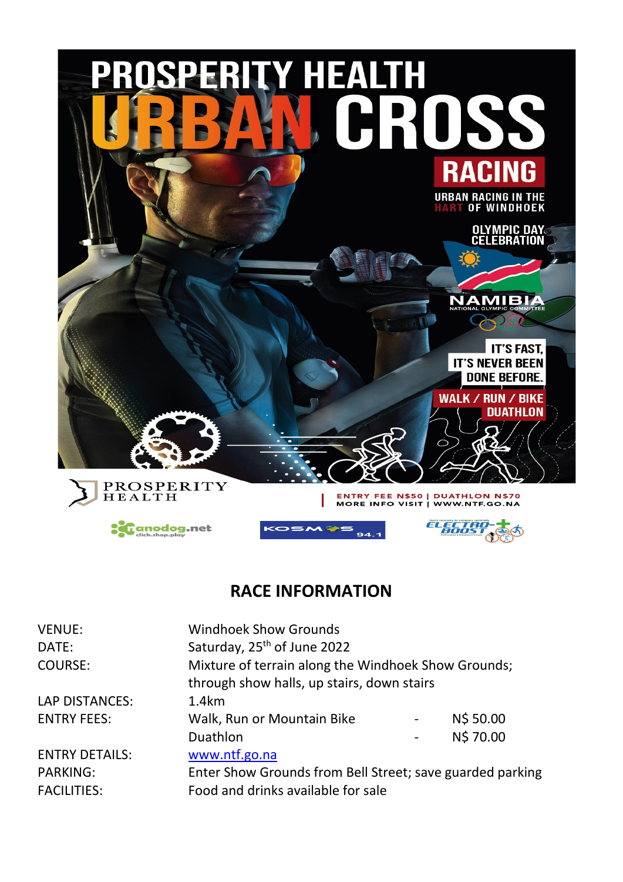# PROSPERITY HEALTH URBAN CROSS RACING

URBAN RACING IN THE HART OF WINDHOEK

OLYMPIC DAY CELEBRATION

NAMIBIA NATIONAL OLYMPIC COMMITTEE

IT'S FAST, IT'S NEVER BEEN DONE BEFORE.

WALK / RUN / BIKE DUATHLON

PROSPERITY HEALTH

ENTRY FEE N$50 | DUATHLON N$70
MORE INFO VISIT | WWW.NTF.GO.NA

nanodog.net click.shop.play

KOSMOS 94.1

ELECTRO-BOOST

## RACE INFORMATION

| | |
|---|---|
| VENUE: | Windhoek Show Grounds |
| DATE: | Saturday, 25th of June 2022 |
| COURSE: | Mixture of terrain along the Windhoek Show Grounds; through show halls, up stairs, down stairs |
| LAP DISTANCES: | 1.4km |
| ENTRY FEES: | Walk, Run or Mountain Bike - N$ 50.00 |
| | Duathlon - N$ 70.00 |
| ENTRY DETAILS: | www.ntf.go.na |
| PARKING: | Enter Show Grounds from Bell Street; save guarded parking |
| FACILITIES: | Food and drinks available for sale |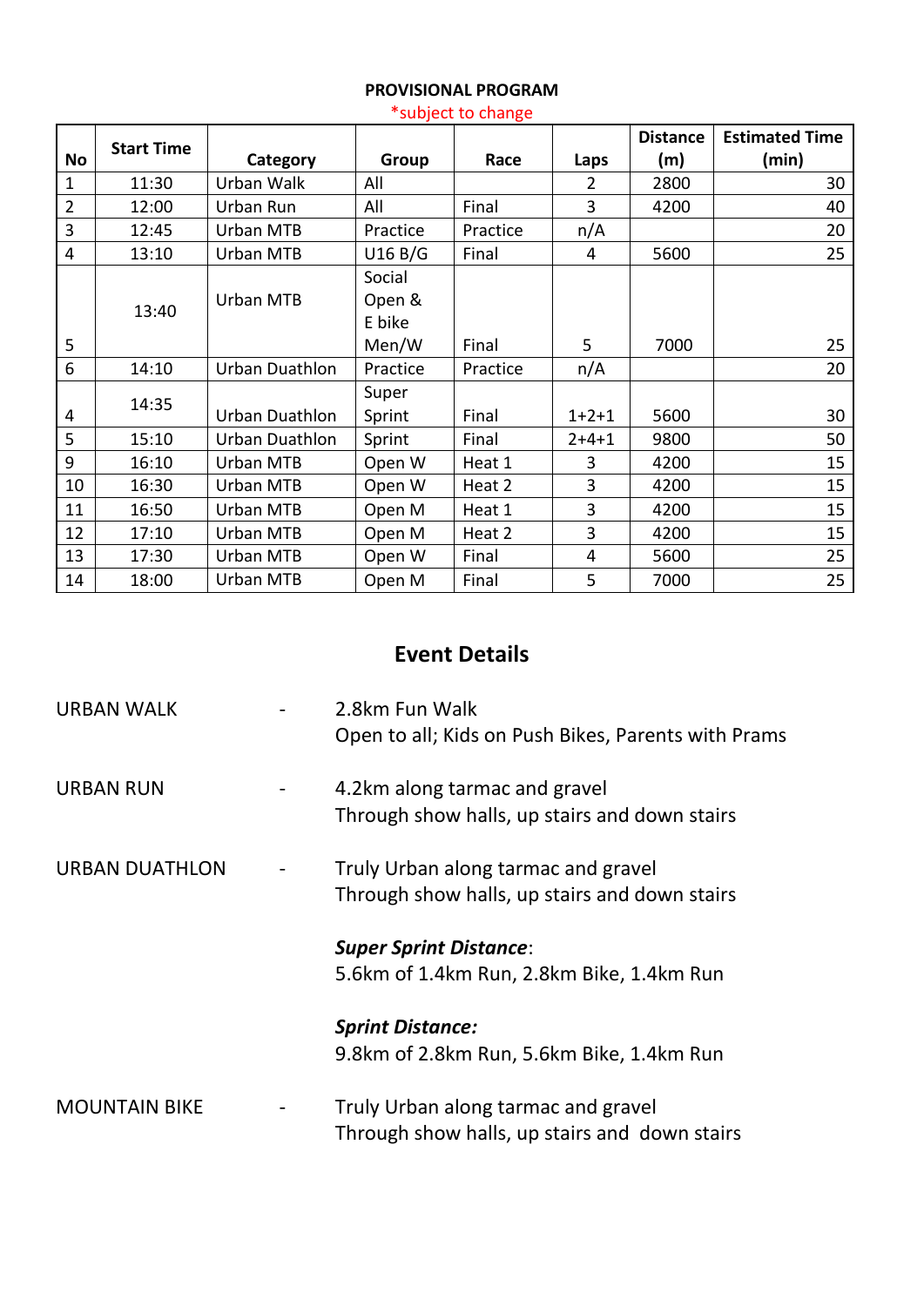**PROVISIONAL PROGRAM**

*subject to change

| No | Start Time | Category | Group | Race | Laps | Distance (m) | Estimated Time (min) |
|---|---|---|---|---|---|---|---|
| 1 | 11:30 | Urban Walk | All | | 2 | 2800 | 30 |
| 2 | 12:00 | Urban Run | All | Final | 3 | 4200 | 40 |
| 3 | 12:45 | Urban MTB | Practice | Practice | n/A | | 20 |
| 4 | 13:10 | Urban MTB | U16 B/G | Final | 4 | 5600 | 25 |
| 5 | 13:40 | Urban MTB | Social Open & E bike Men/W | Final | 5 | 7000 | 25 |
| 6 | 14:10 | Urban Duathlon | Practice | Practice | n/A | | 20 |
| 4 | 14:35 | Urban Duathlon | Super Sprint | Final | 1+2+1 | 5600 | 30 |
| 5 | 15:10 | Urban Duathlon | Sprint | Final | 2+4+1 | 9800 | 50 |
| 9 | 16:10 | Urban MTB | Open W | Heat 1 | 3 | 4200 | 15 |
| 10 | 16:30 | Urban MTB | Open W | Heat 2 | 3 | 4200 | 15 |
| 11 | 16:50 | Urban MTB | Open M | Heat 1 | 3 | 4200 | 15 |
| 12 | 17:10 | Urban MTB | Open M | Heat 2 | 3 | 4200 | 15 |
| 13 | 17:30 | Urban MTB | Open W | Final | 4 | 5600 | 25 |
| 14 | 18:00 | Urban MTB | Open M | Final | 5 | 7000 | 25 |

## Event Details

URBAN WALK - 2.8km Fun Walk
Open to all; Kids on Push Bikes, Parents with Prams

URBAN RUN - 4.2km along tarmac and gravel
Through show halls, up stairs and down stairs

URBAN DUATHLON - Truly Urban along tarmac and gravel
Through show halls, up stairs and down stairs

***Super Sprint Distance***:
5.6km of 1.4km Run, 2.8km Bike, 1.4km Run

***Sprint Distance:***
9.8km of 2.8km Run, 5.6km Bike, 1.4km Run

MOUNTAIN BIKE - Truly Urban along tarmac and gravel
Through show halls, up stairs and down stairs